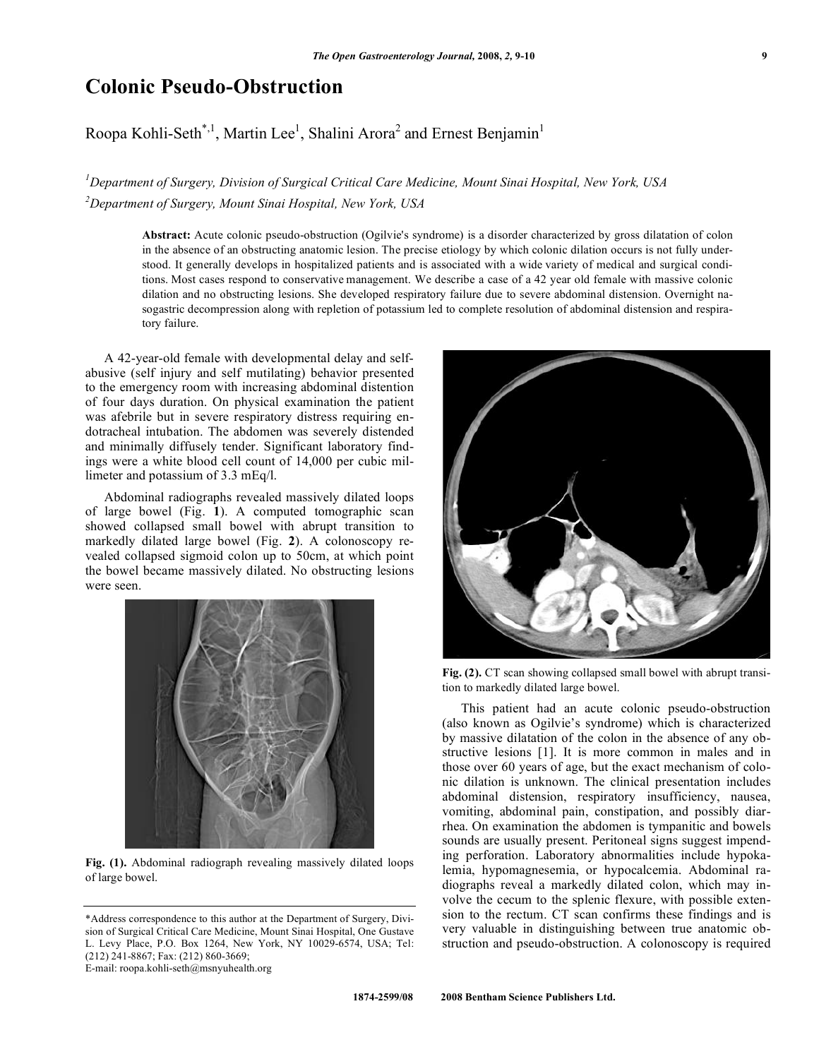# Colonic Pseudo-Obstruction

Roopa Kohli-Seth[*,1], Martin Lee[1], Shalini Arora[2] and Ernest Benjamin[1]

[1]*Department of Surgery, Division of Surgical Critical Care Medicine, Mount Sinai Hospital, New York, USA*

[2]*Department of Surgery, Mount Sinai Hospital, New York, USA*

**Abstract:** Acute colonic pseudo-obstruction (Ogilvie's syndrome) is a disorder characterized by gross dilatation of colon in the absence of an obstructing anatomic lesion. The precise etiology by which colonic dilation occurs is not fully understood. It generally develops in hospitalized patients and is associated with a wide variety of medical and surgical conditions. Most cases respond to conservative management. We describe a case of a 42 year old female with massive colonic dilation and no obstructing lesions. She developed respiratory failure due to severe abdominal distension. Overnight nasogastric decompression along with repletion of potassium led to complete resolution of abdominal distension and respiratory failure.

A 42-year-old female with developmental delay and self-abusive (self injury and self mutilating) behavior presented to the emergency room with increasing abdominal distention of four days duration. On physical examination the patient was afebrile but in severe respiratory distress requiring endotracheal intubation. The abdomen was severely distended and minimally diffusely tender. Significant laboratory findings were a white blood cell count of 14,000 per cubic millimeter and potassium of 3.3 mEq/l.

Abdominal radiographs revealed massively dilated loops of large bowel (Fig. **1**). A computed tomographic scan showed collapsed small bowel with abrupt transition to markedly dilated large bowel (Fig. **2**). A colonoscopy revealed collapsed sigmoid colon up to 50cm, at which point the bowel became massively dilated. No obstructing lesions were seen.

**Fig. (1).** Abdominal radiograph revealing massively dilated loops of large bowel.

**Fig. (2).** CT scan showing collapsed small bowel with abrupt transition to markedly dilated large bowel.

This patient had an acute colonic pseudo-obstruction (also known as Ogilvie's syndrome) which is characterized by massive dilatation of the colon in the absence of any obstructive lesions [1]. It is more common in males and in those over 60 years of age, but the exact mechanism of colonic dilation is unknown. The clinical presentation includes abdominal distension, respiratory insufficiency, nausea, vomiting, abdominal pain, constipation, and possibly diarrhea. On examination the abdomen is tympanitic and bowels sounds are usually present. Peritoneal signs suggest impending perforation. Laboratory abnormalities include hypokalemia, hypomagnesemia, or hypocalcemia. Abdominal radiographs reveal a markedly dilated colon, which may involve the cecum to the splenic flexure, with possible extension to the rectum. CT scan confirms these findings and is very valuable in distinguishing between true anatomic obstruction and pseudo-obstruction. A colonoscopy is required

*Address correspondence to this author at the Department of Surgery, Division of Surgical Critical Care Medicine, Mount Sinai Hospital, One Gustave L. Levy Place, P.O. Box 1264, New York, NY 10029-6574, USA; Tel: (212) 241-8867; Fax: (212) 860-3669; E-mail: roopa.kohli-seth@msnyuhealth.org

1874-2599/08 2008 Bentham Science Publishers Ltd.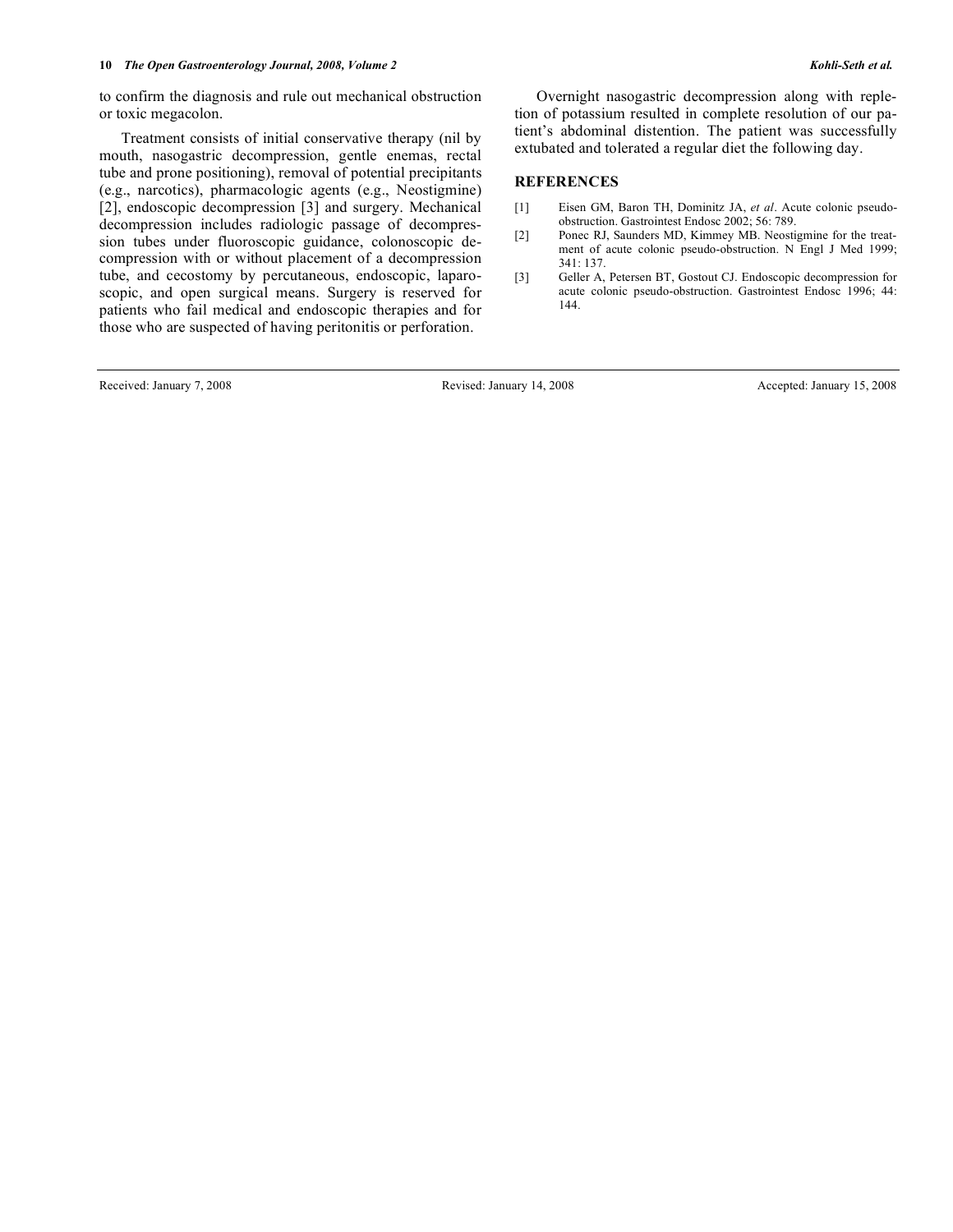to confirm the diagnosis and rule out mechanical obstruction or toxic megacolon.

Treatment consists of initial conservative therapy (nil by mouth, nasogastric decompression, gentle enemas, rectal tube and prone positioning), removal of potential precipitants (e.g., narcotics), pharmacologic agents (e.g., Neostigmine) [2], endoscopic decompression [3] and surgery. Mechanical decompression includes radiologic passage of decompression tubes under fluoroscopic guidance, colonoscopic decompression with or without placement of a decompression tube, and cecostomy by percutaneous, endoscopic, laparoscopic, and open surgical means. Surgery is reserved for patients who fail medical and endoscopic therapies and for those who are suspected of having peritonitis or perforation.

Overnight nasogastric decompression along with repletion of potassium resulted in complete resolution of our patient's abdominal distention. The patient was successfully extubated and tolerated a regular diet the following day.

## REFERENCES

[1] Eisen GM, Baron TH, Dominitz JA, *et al*. Acute colonic pseudo-obstruction. Gastrointest Endosc 2002; 56: 789.

[2] Ponec RJ, Saunders MD, Kimmey MB. Neostigmine for the treatment of acute colonic pseudo-obstruction. N Engl J Med 1999; 341: 137.

[3] Geller A, Petersen BT, Gostout CJ. Endoscopic decompression for acute colonic pseudo-obstruction. Gastrointest Endosc 1996; 44: 144.

Received: January 7, 2008 Revised: January 14, 2008 Accepted: January 15, 2008